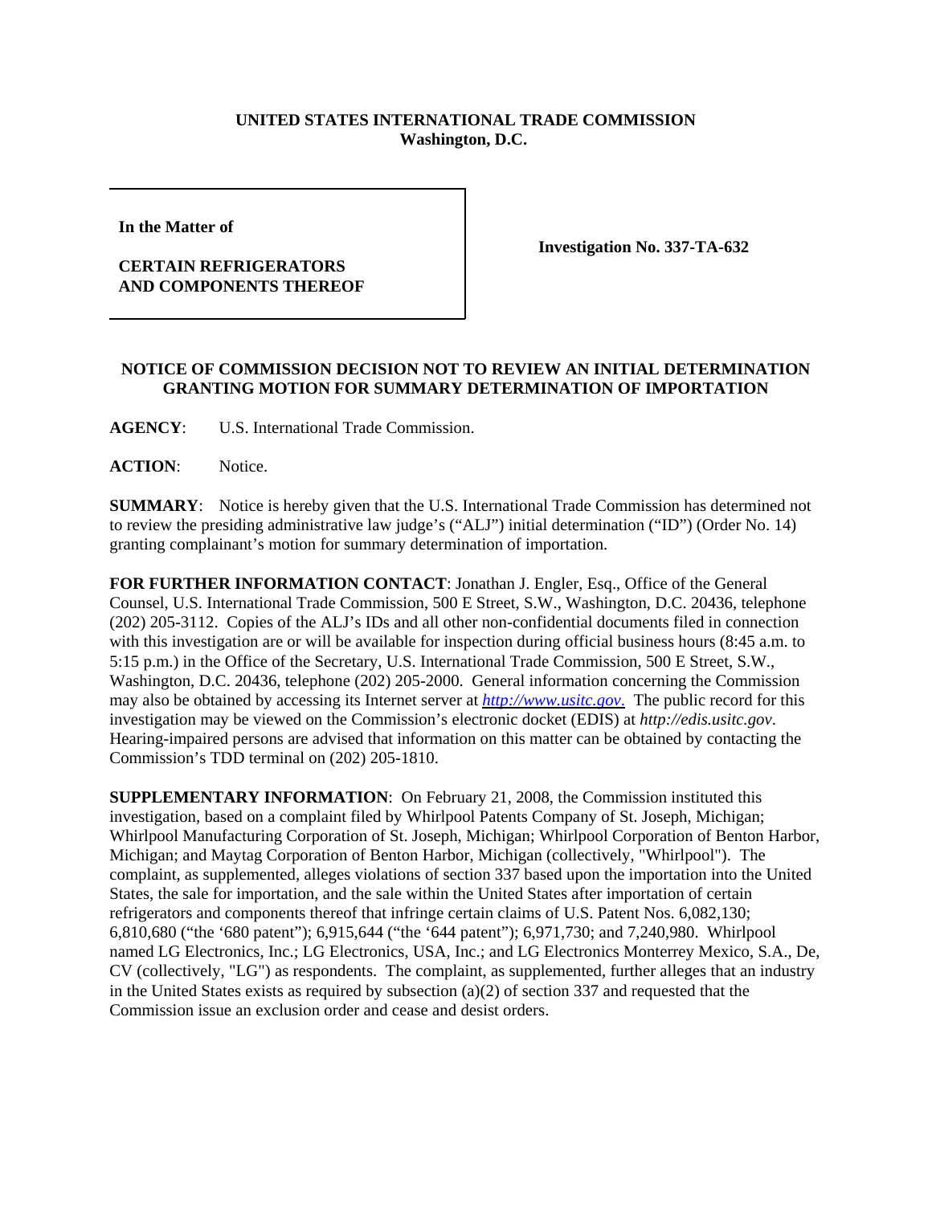**UNITED STATES INTERNATIONAL TRADE COMMISSION**
**Washington, D.C.**

| In the Matter of<br><br>**CERTAIN REFRIGERATORS AND COMPONENTS THEREOF** | **Investigation No. 337-TA-632** |
| --- | --- |

**NOTICE OF COMMISSION DECISION NOT TO REVIEW AN INITIAL DETERMINATION GRANTING MOTION FOR SUMMARY DETERMINATION OF IMPORTATION**

**AGENCY**: U.S. International Trade Commission.

**ACTION**: Notice.

**SUMMARY**: Notice is hereby given that the U.S. International Trade Commission has determined not to review the presiding administrative law judge's ("ALJ") initial determination ("ID") (Order No. 14) granting complainant's motion for summary determination of importation.

**FOR FURTHER INFORMATION CONTACT**: Jonathan J. Engler, Esq., Office of the General Counsel, U.S. International Trade Commission, 500 E Street, S.W., Washington, D.C. 20436, telephone (202) 205-3112. Copies of the ALJ's IDs and all other non-confidential documents filed in connection with this investigation are or will be available for inspection during official business hours (8:45 a.m. to 5:15 p.m.) in the Office of the Secretary, U.S. International Trade Commission, 500 E Street, S.W., Washington, D.C. 20436, telephone (202) 205-2000. General information concerning the Commission may also be obtained by accessing its Internet server at *http://www.usitc.gov*. The public record for this investigation may be viewed on the Commission's electronic docket (EDIS) at *http://edis.usitc.gov*. Hearing-impaired persons are advised that information on this matter can be obtained by contacting the Commission's TDD terminal on (202) 205-1810.

**SUPPLEMENTARY INFORMATION**: On February 21, 2008, the Commission instituted this investigation, based on a complaint filed by Whirlpool Patents Company of St. Joseph, Michigan; Whirlpool Manufacturing Corporation of St. Joseph, Michigan; Whirlpool Corporation of Benton Harbor, Michigan; and Maytag Corporation of Benton Harbor, Michigan (collectively, "Whirlpool"). The complaint, as supplemented, alleges violations of section 337 based upon the importation into the United States, the sale for importation, and the sale within the United States after importation of certain refrigerators and components thereof that infringe certain claims of U.S. Patent Nos. 6,082,130; 6,810,680 ("the '680 patent"); 6,915,644 ("the '644 patent"); 6,971,730; and 7,240,980. Whirlpool named LG Electronics, Inc.; LG Electronics, USA, Inc.; and LG Electronics Monterrey Mexico, S.A., De, CV (collectively, "LG") as respondents. The complaint, as supplemented, further alleges that an industry in the United States exists as required by subsection (a)(2) of section 337 and requested that the Commission issue an exclusion order and cease and desist orders.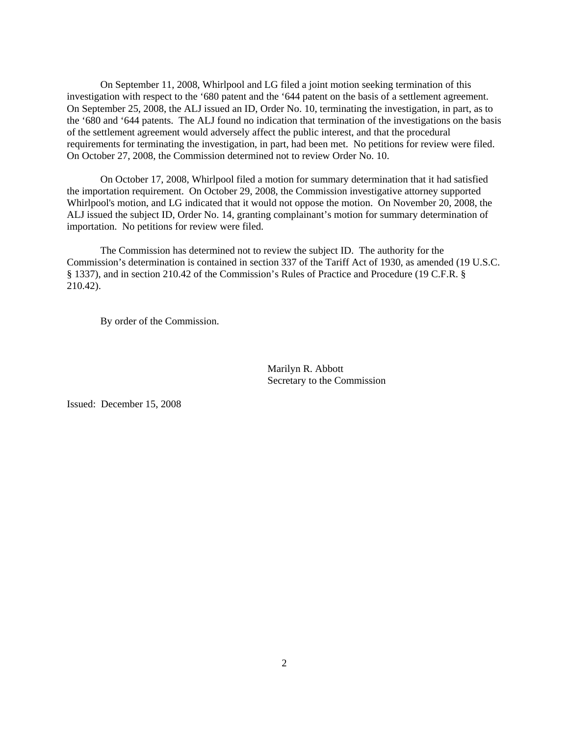On September 11, 2008, Whirlpool and LG filed a joint motion seeking termination of this investigation with respect to the '680 patent and the '644 patent on the basis of a settlement agreement. On September 25, 2008, the ALJ issued an ID, Order No. 10, terminating the investigation, in part, as to the '680 and '644 patents. The ALJ found no indication that termination of the investigations on the basis of the settlement agreement would adversely affect the public interest, and that the procedural requirements for terminating the investigation, in part, had been met. No petitions for review were filed. On October 27, 2008, the Commission determined not to review Order No. 10.

On October 17, 2008, Whirlpool filed a motion for summary determination that it had satisfied the importation requirement. On October 29, 2008, the Commission investigative attorney supported Whirlpool's motion, and LG indicated that it would not oppose the motion. On November 20, 2008, the ALJ issued the subject ID, Order No. 14, granting complainant's motion for summary determination of importation. No petitions for review were filed.

The Commission has determined not to review the subject ID. The authority for the Commission's determination is contained in section 337 of the Tariff Act of 1930, as amended (19 U.S.C. § 1337), and in section 210.42 of the Commission's Rules of Practice and Procedure (19 C.F.R. § 210.42).

By order of the Commission.

Marilyn R. Abbott
Secretary to the Commission

Issued: December 15, 2008